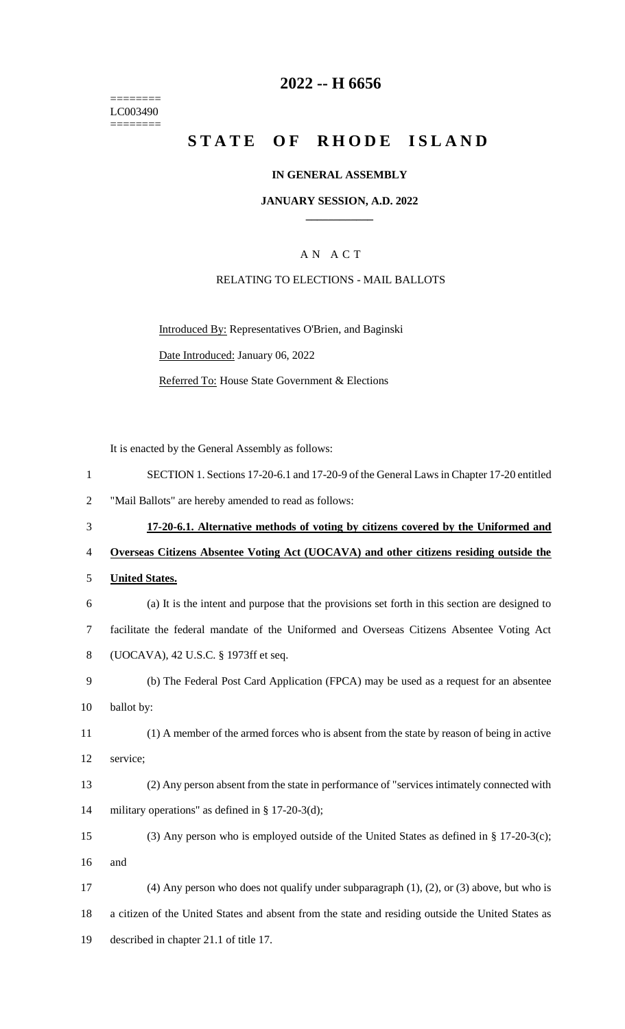========
LC003490
========

# 2022 -- H 6656

# STATE OF RHODE ISLAND

### IN GENERAL ASSEMBLY

### JANUARY SESSION, A.D. 2022

## A N A C T

RELATING TO ELECTIONS - MAIL BALLOTS

Introduced By: Representatives O'Brien, and Baginski

Date Introduced: January 06, 2022

Referred To: House State Government & Elections

It is enacted by the General Assembly as follows:

1 SECTION 1. Sections 17-20-6.1 and 17-20-9 of the General Laws in Chapter 17-20 entitled
2 "Mail Ballots" are hereby amended to read as follows:

3 **17-20-6.1. Alternative methods of voting by citizens covered by the Uniformed and**
4 **Overseas Citizens Absentee Voting Act (UOCAVA) and other citizens residing outside the**
5 **United States.**

6 (a) It is the intent and purpose that the provisions set forth in this section are designed to
7 facilitate the federal mandate of the Uniformed and Overseas Citizens Absentee Voting Act
8 (UOCAVA), 42 U.S.C. § 1973ff et seq.

9 (b) The Federal Post Card Application (FPCA) may be used as a request for an absentee
10 ballot by:

11 (1) A member of the armed forces who is absent from the state by reason of being in active
12 service;

13 (2) Any person absent from the state in performance of "services intimately connected with
14 military operations" as defined in § 17-20-3(d);

15 (3) Any person who is employed outside of the United States as defined in § 17-20-3(c);
16 and

17 (4) Any person who does not qualify under subparagraph (1), (2), or (3) above, but who is
18 a citizen of the United States and absent from the state and residing outside the United States as
19 described in chapter 21.1 of title 17.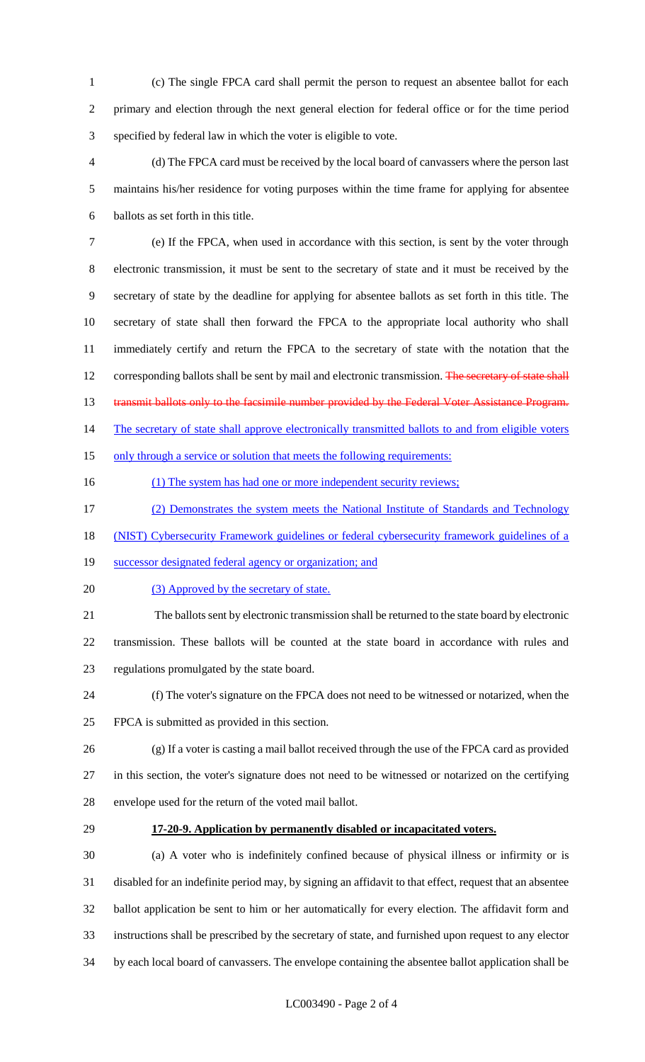(c) The single FPCA card shall permit the person to request an absentee ballot for each primary and election through the next general election for federal office or for the time period specified by federal law in which the voter is eligible to vote.

(d) The FPCA card must be received by the local board of canvassers where the person last maintains his/her residence for voting purposes within the time frame for applying for absentee ballots as set forth in this title.

(e) If the FPCA, when used in accordance with this section, is sent by the voter through electronic transmission, it must be sent to the secretary of state and it must be received by the secretary of state by the deadline for applying for absentee ballots as set forth in this title. The secretary of state shall then forward the FPCA to the appropriate local authority who shall immediately certify and return the FPCA to the secretary of state with the notation that the corresponding ballots shall be sent by mail and electronic transmission. ~~The secretary of state shall transmit ballots only to the facsimile number provided by the Federal Voter Assistance Program.~~ The secretary of state shall approve electronically transmitted ballots to and from eligible voters only through a service or solution that meets the following requirements:

(1) The system has had one or more independent security reviews;

(2) Demonstrates the system meets the National Institute of Standards and Technology (NIST) Cybersecurity Framework guidelines or federal cybersecurity framework guidelines of a successor designated federal agency or organization; and

(3) Approved by the secretary of state.

The ballots sent by electronic transmission shall be returned to the state board by electronic transmission. These ballots will be counted at the state board in accordance with rules and regulations promulgated by the state board.

(f) The voter's signature on the FPCA does not need to be witnessed or notarized, when the FPCA is submitted as provided in this section.

(g) If a voter is casting a mail ballot received through the use of the FPCA card as provided in this section, the voter's signature does not need to be witnessed or notarized on the certifying envelope used for the return of the voted mail ballot.

**17-20-9. Application by permanently disabled or incapacitated voters.**

(a) A voter who is indefinitely confined because of physical illness or infirmity or is disabled for an indefinite period may, by signing an affidavit to that effect, request that an absentee ballot application be sent to him or her automatically for every election. The affidavit form and instructions shall be prescribed by the secretary of state, and furnished upon request to any elector by each local board of canvassers. The envelope containing the absentee ballot application shall be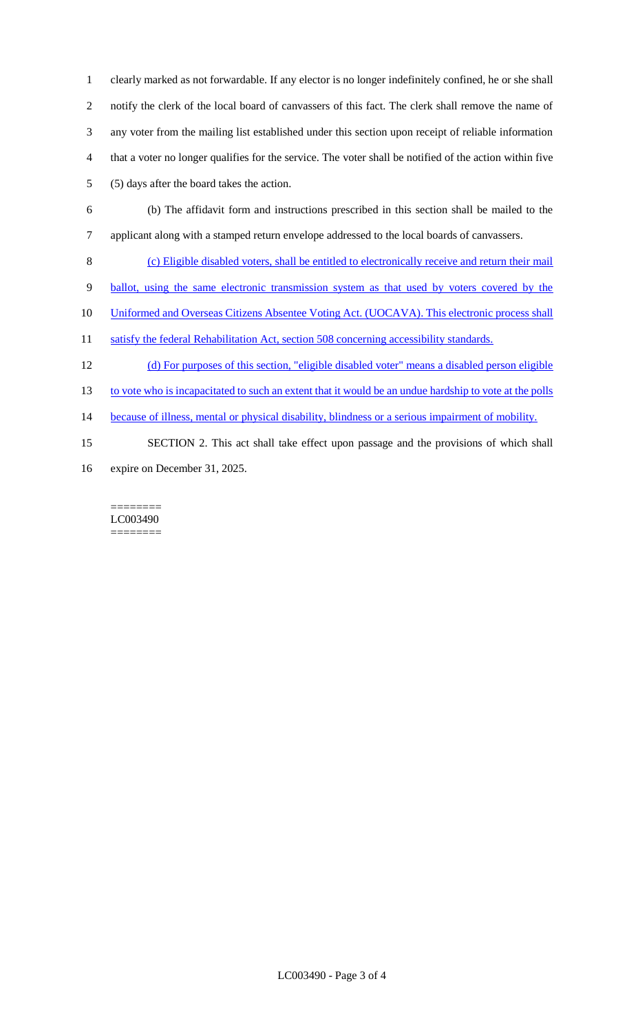clearly marked as not forwardable. If any elector is no longer indefinitely confined, he or she shall notify the clerk of the local board of canvassers of this fact. The clerk shall remove the name of any voter from the mailing list established under this section upon receipt of reliable information that a voter no longer qualifies for the service. The voter shall be notified of the action within five (5) days after the board takes the action.

(b) The affidavit form and instructions prescribed in this section shall be mailed to the applicant along with a stamped return envelope addressed to the local boards of canvassers.

(c) Eligible disabled voters, shall be entitled to electronically receive and return their mail ballot, using the same electronic transmission system as that used by voters covered by the Uniformed and Overseas Citizens Absentee Voting Act. (UOCAVA). This electronic process shall satisfy the federal Rehabilitation Act, section 508 concerning accessibility standards.

(d) For purposes of this section, "eligible disabled voter" means a disabled person eligible to vote who is incapacitated to such an extent that it would be an undue hardship to vote at the polls because of illness, mental or physical disability, blindness or a serious impairment of mobility.

SECTION 2. This act shall take effect upon passage and the provisions of which shall expire on December 31, 2025.

========
LC003490
========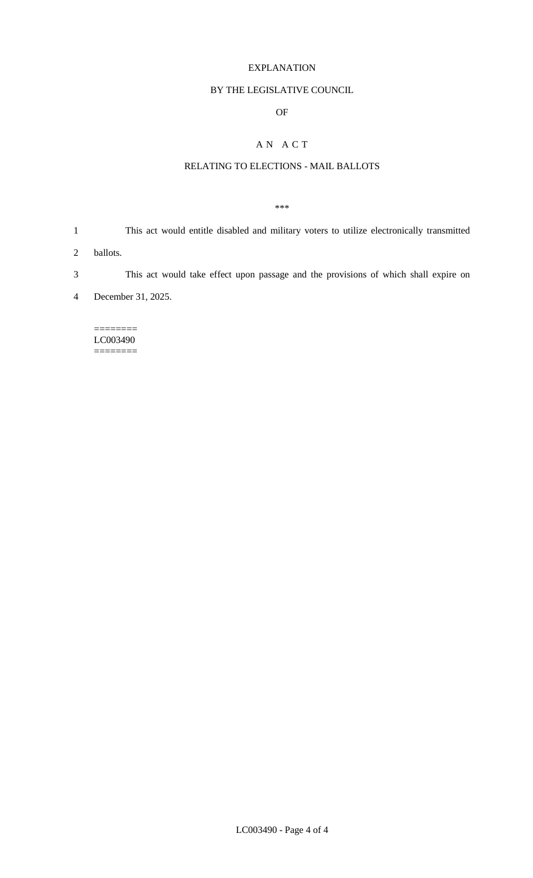EXPLANATION

BY THE LEGISLATIVE COUNCIL

OF

A N A C T

RELATING TO ELECTIONS - MAIL BALLOTS

\*\*\*

1 This act would entitle disabled and military voters to utilize electronically transmitted
2 ballots.
3 This act would take effect upon passage and the provisions of which shall expire on
4 December 31, 2025.

========
LC003490
========